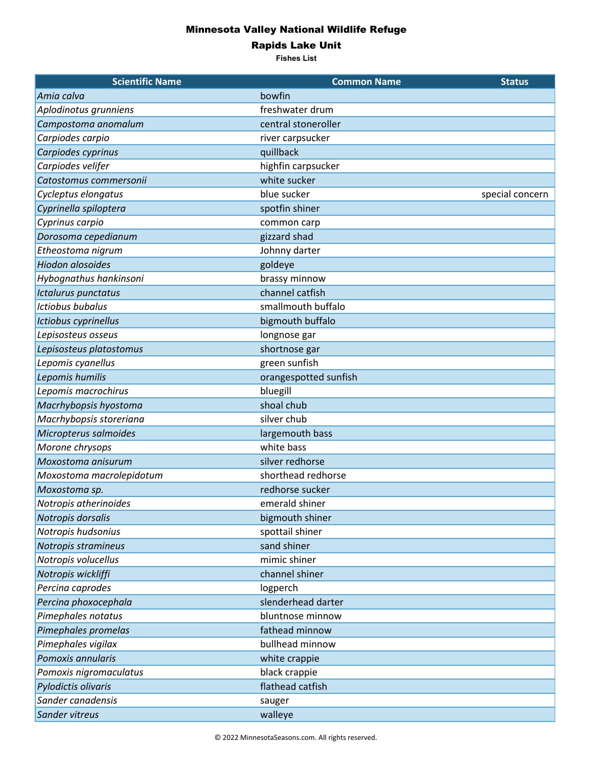# Minnesota Valley National Wildlife Refuge

## Rapids Lake Unit

### Fishes List

| Scientific Name | Common Name | Status |
|---|---|---|
| *Amia calva* | bowfin | |
| *Aplodinotus grunniens* | freshwater drum | |
| *Campostoma anomalum* | central stoneroller | |
| *Carpiodes carpio* | river carpsucker | |
| *Carpiodes cyprinus* | quillback | |
| *Carpiodes velifer* | highfin carpsucker | |
| *Catostomus commersonii* | white sucker | |
| *Cycleptus elongatus* | blue sucker | special concern |
| *Cyprinella spiloptera* | spotfin shiner | |
| *Cyprinus carpio* | common carp | |
| *Dorosoma cepedianum* | gizzard shad | |
| *Etheostoma nigrum* | Johnny darter | |
| *Hiodon alosoides* | goldeye | |
| *Hybognathus hankinsoni* | brassy minnow | |
| *Ictalurus punctatus* | channel catfish | |
| *Ictiobus bubalus* | smallmouth buffalo | |
| *Ictiobus cyprinellus* | bigmouth buffalo | |
| *Lepisosteus osseus* | longnose gar | |
| *Lepisosteus platostomus* | shortnose gar | |
| *Lepomis cyanellus* | green sunfish | |
| *Lepomis humilis* | orangespotted sunfish | |
| *Lepomis macrochirus* | bluegill | |
| *Macrhybopsis hyostoma* | shoal chub | |
| *Macrhybopsis storeriana* | silver chub | |
| *Micropterus salmoides* | largemouth bass | |
| *Morone chrysops* | white bass | |
| *Moxostoma anisurum* | silver redhorse | |
| *Moxostoma macrolepidotum* | shorthead redhorse | |
| *Moxostoma sp.* | redhorse sucker | |
| *Notropis atherinoides* | emerald shiner | |
| *Notropis dorsalis* | bigmouth shiner | |
| *Notropis hudsonius* | spottail shiner | |
| *Notropis stramineus* | sand shiner | |
| *Notropis volucellus* | mimic shiner | |
| *Notropis wickliffi* | channel shiner | |
| *Percina caprodes* | logperch | |
| *Percina phoxocephala* | slenderhead darter | |
| *Pimephales notatus* | bluntnose minnow | |
| *Pimephales promelas* | fathead minnow | |
| *Pimephales vigilax* | bullhead minnow | |
| *Pomoxis annularis* | white crappie | |
| *Pomoxis nigromaculatus* | black crappie | |
| *Pylodictis olivaris* | flathead catfish | |
| *Sander canadensis* | sauger | |
| *Sander vitreus* | walleye | |

© 2022 MinnesotaSeasons.com. All rights reserved.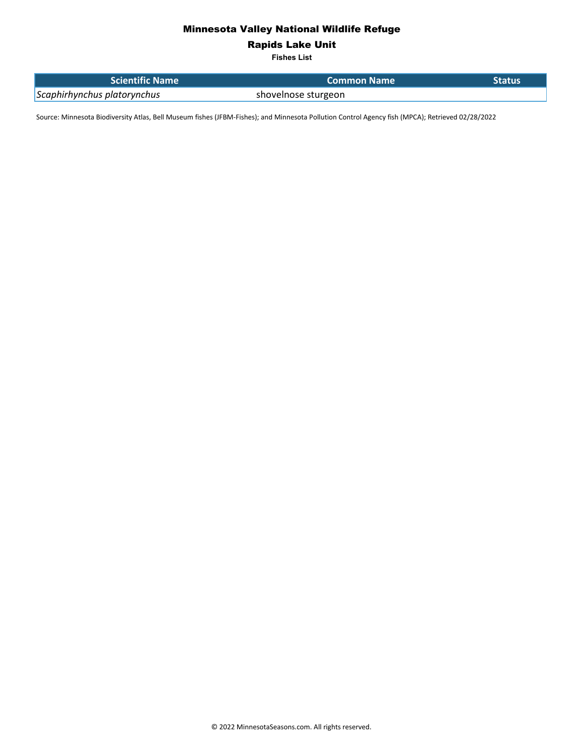# Minnesota Valley National Wildlife Refuge

## Rapids Lake Unit

### Fishes List

| Scientific Name | Common Name | Status |
| --- | --- | --- |
| *Scaphirhynchus platorynchus* | shovelnose sturgeon | |

Source: Minnesota Biodiversity Atlas, Bell Museum fishes (JFBM-Fishes); and Minnesota Pollution Control Agency fish (MPCA); Retrieved 02/28/2022

© 2022 MinnesotaSeasons.com. All rights reserved.